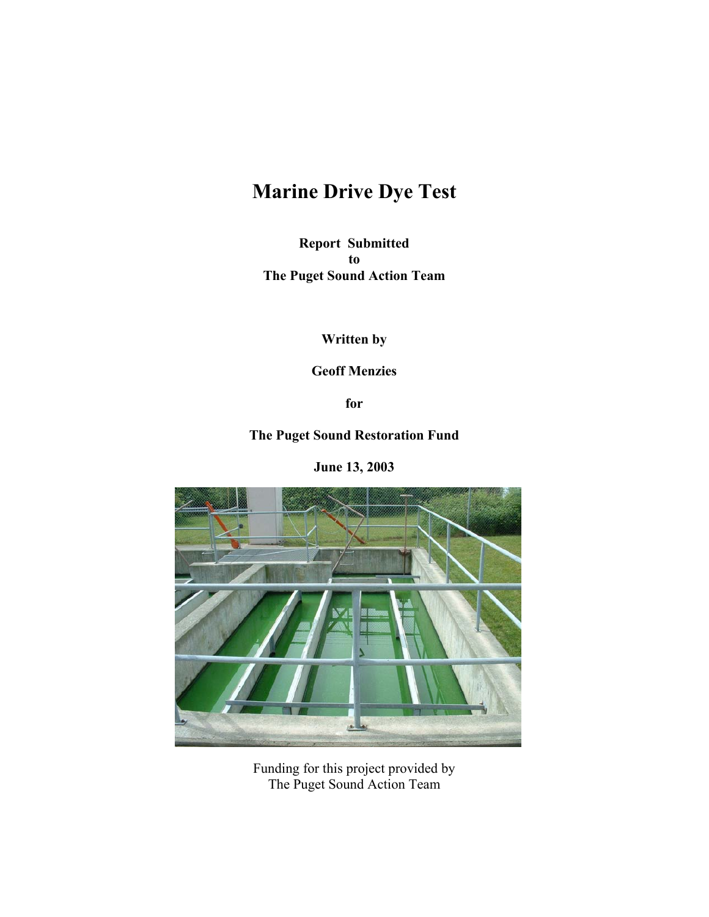# Marine Drive Dye Test

**Report Submitted**
**to**
**The Puget Sound Action Team**

**Written by**

**Geoff Menzies**

**for**

**The Puget Sound Restoration Fund**

**June 13, 2003**

Funding for this project provided by
The Puget Sound Action Team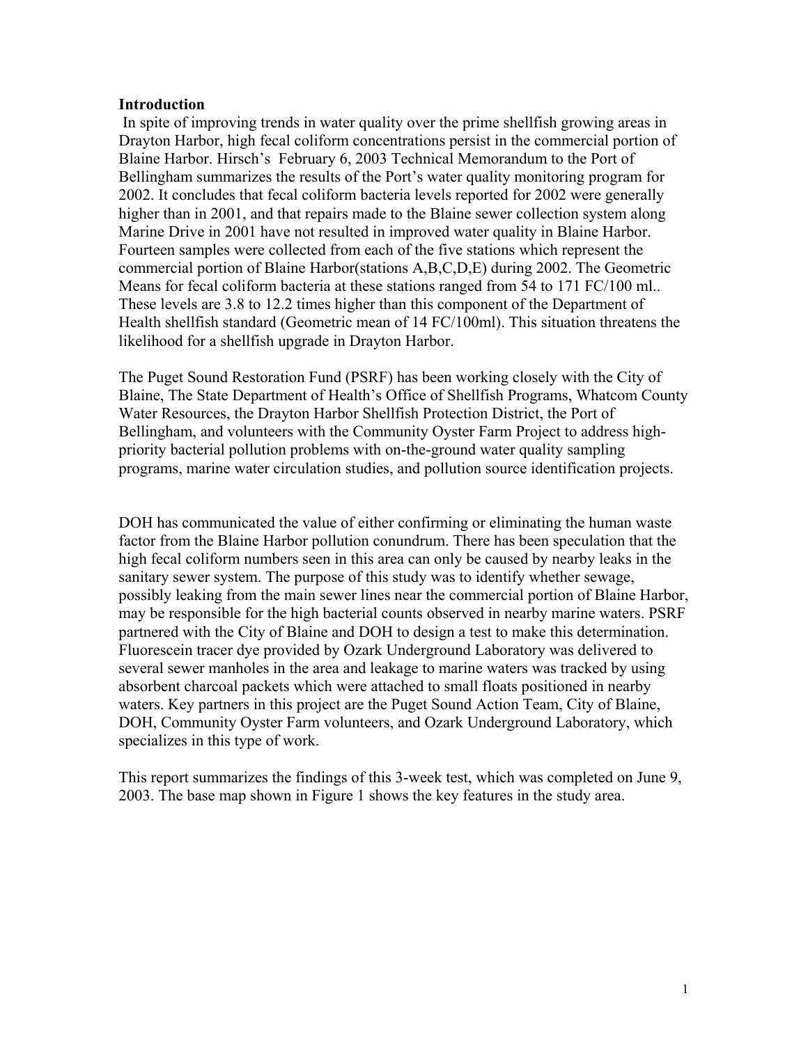## Introduction

In spite of improving trends in water quality over the prime shellfish growing areas in Drayton Harbor, high fecal coliform concentrations persist in the commercial portion of Blaine Harbor. Hirsch's February 6, 2003 Technical Memorandum to the Port of Bellingham summarizes the results of the Port's water quality monitoring program for 2002. It concludes that fecal coliform bacteria levels reported for 2002 were generally higher than in 2001, and that repairs made to the Blaine sewer collection system along Marine Drive in 2001 have not resulted in improved water quality in Blaine Harbor. Fourteen samples were collected from each of the five stations which represent the commercial portion of Blaine Harbor(stations A,B,C,D,E) during 2002. The Geometric Means for fecal coliform bacteria at these stations ranged from 54 to 171 FC/100 ml.. These levels are 3.8 to 12.2 times higher than this component of the Department of Health shellfish standard (Geometric mean of 14 FC/100ml). This situation threatens the likelihood for a shellfish upgrade in Drayton Harbor.

The Puget Sound Restoration Fund (PSRF) has been working closely with the City of Blaine, The State Department of Health's Office of Shellfish Programs, Whatcom County Water Resources, the Drayton Harbor Shellfish Protection District, the Port of Bellingham, and volunteers with the Community Oyster Farm Project to address high-priority bacterial pollution problems with on-the-ground water quality sampling programs, marine water circulation studies, and pollution source identification projects.

DOH has communicated the value of either confirming or eliminating the human waste factor from the Blaine Harbor pollution conundrum. There has been speculation that the high fecal coliform numbers seen in this area can only be caused by nearby leaks in the sanitary sewer system. The purpose of this study was to identify whether sewage, possibly leaking from the main sewer lines near the commercial portion of Blaine Harbor, may be responsible for the high bacterial counts observed in nearby marine waters. PSRF partnered with the City of Blaine and DOH to design a test to make this determination. Fluorescein tracer dye provided by Ozark Underground Laboratory was delivered to several sewer manholes in the area and leakage to marine waters was tracked by using absorbent charcoal packets which were attached to small floats positioned in nearby waters. Key partners in this project are the Puget Sound Action Team, City of Blaine, DOH, Community Oyster Farm volunteers, and Ozark Underground Laboratory, which specializes in this type of work.

This report summarizes the findings of this 3-week test, which was completed on June 9, 2003. The base map shown in Figure 1 shows the key features in the study area.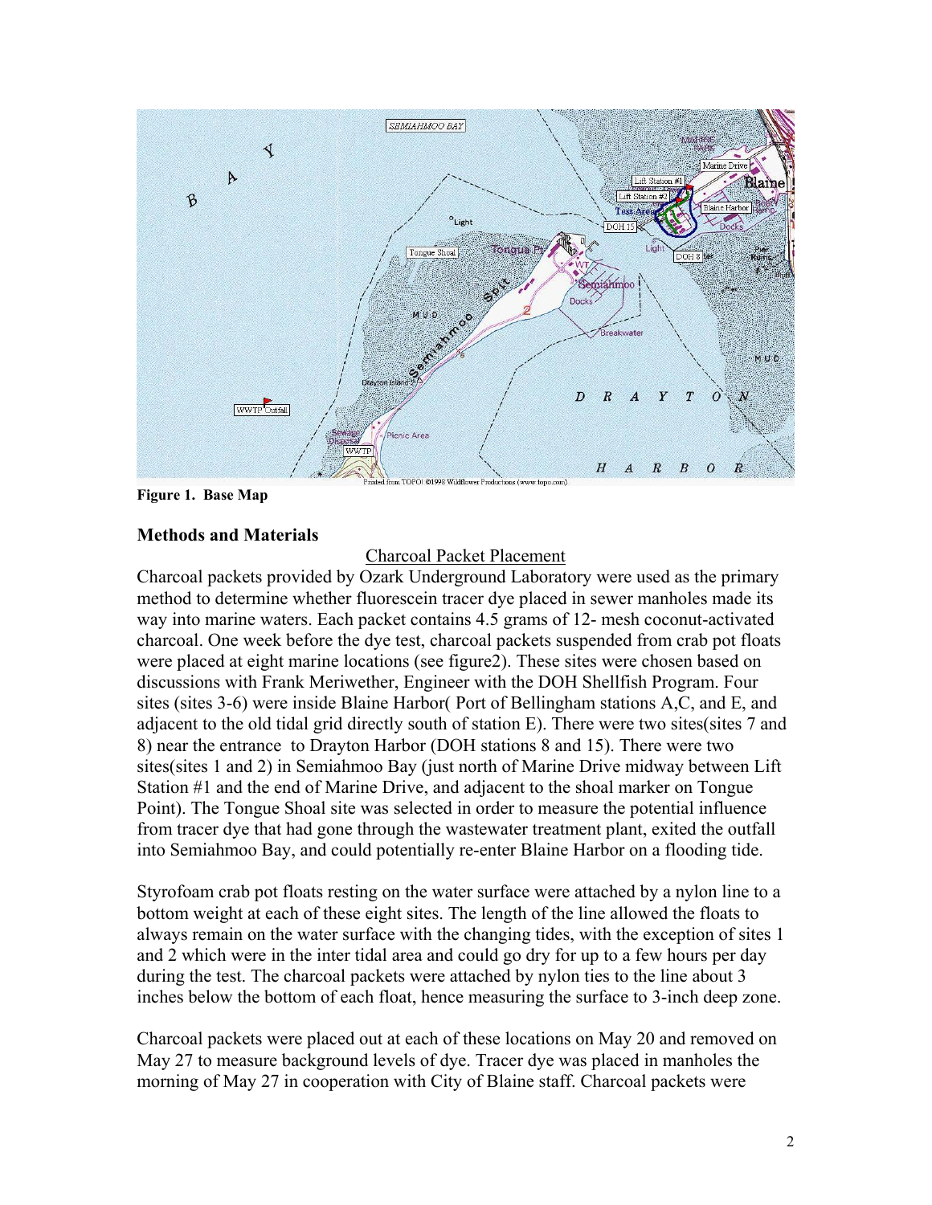**Figure 1. Base Map**

## Methods and Materials

### Charcoal Packet Placement

Charcoal packets provided by Ozark Underground Laboratory were used as the primary method to determine whether fluorescein tracer dye placed in sewer manholes made its way into marine waters. Each packet contains 4.5 grams of 12- mesh coconut-activated charcoal. One week before the dye test, charcoal packets suspended from crab pot floats were placed at eight marine locations (see figure2). These sites were chosen based on discussions with Frank Meriwether, Engineer with the DOH Shellfish Program. Four sites (sites 3-6) were inside Blaine Harbor( Port of Bellingham stations A,C, and E, and adjacent to the old tidal grid directly south of station E). There were two sites(sites 7 and 8) near the entrance to Drayton Harbor (DOH stations 8 and 15). There were two sites(sites 1 and 2) in Semiahmoo Bay (just north of Marine Drive midway between Lift Station #1 and the end of Marine Drive, and adjacent to the shoal marker on Tongue Point). The Tongue Shoal site was selected in order to measure the potential influence from tracer dye that had gone through the wastewater treatment plant, exited the outfall into Semiahmoo Bay, and could potentially re-enter Blaine Harbor on a flooding tide.

Styrofoam crab pot floats resting on the water surface were attached by a nylon line to a bottom weight at each of these eight sites. The length of the line allowed the floats to always remain on the water surface with the changing tides, with the exception of sites 1 and 2 which were in the inter tidal area and could go dry for up to a few hours per day during the test. The charcoal packets were attached by nylon ties to the line about 3 inches below the bottom of each float, hence measuring the surface to 3-inch deep zone.

Charcoal packets were placed out at each of these locations on May 20 and removed on May 27 to measure background levels of dye. Tracer dye was placed in manholes the morning of May 27 in cooperation with City of Blaine staff. Charcoal packets were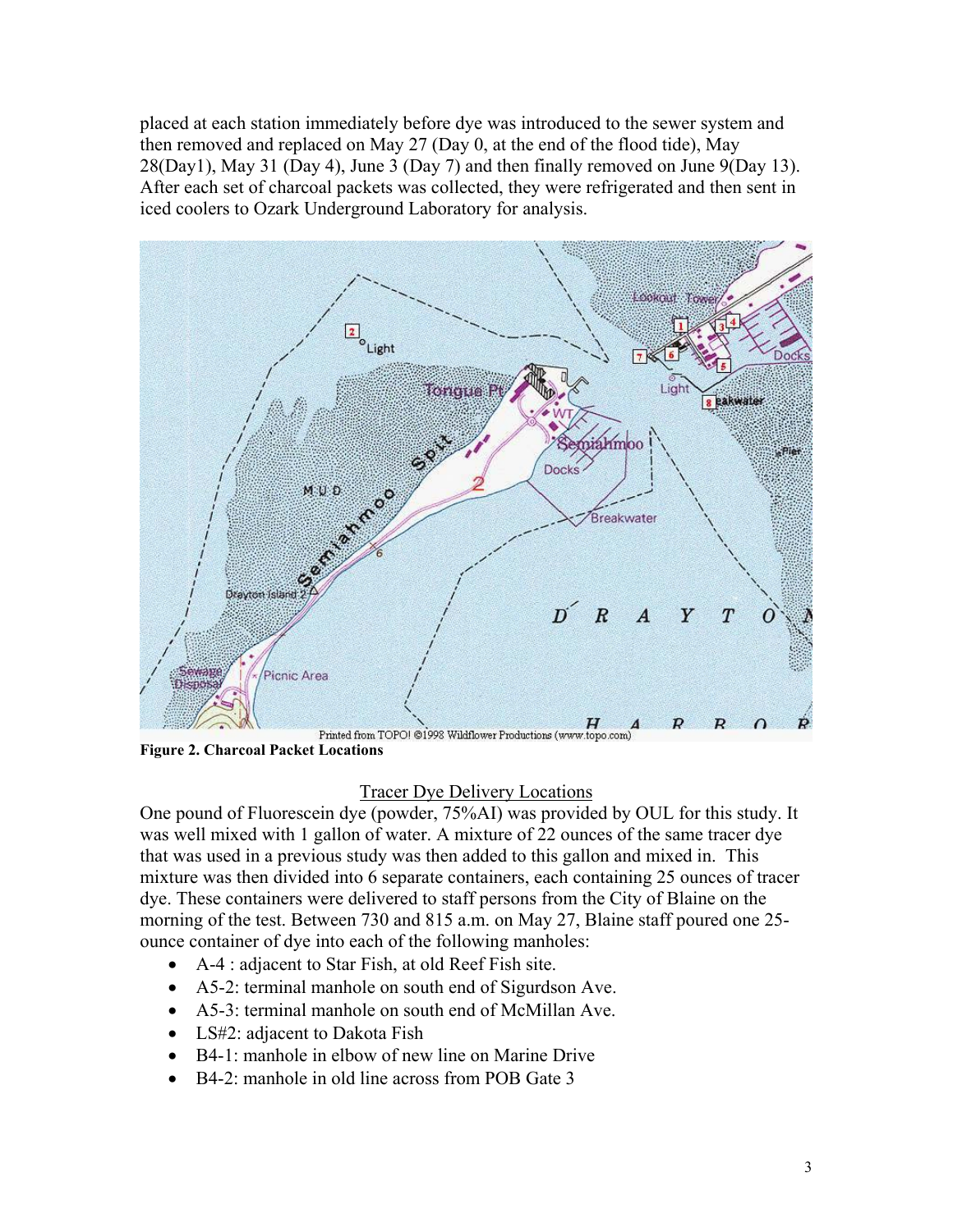placed at each station immediately before dye was introduced to the sewer system and then removed and replaced on May 27 (Day 0, at the end of the flood tide), May 28(Day1), May 31 (Day 4), June 3 (Day 7) and then finally removed on June 9(Day 13). After each set of charcoal packets was collected, they were refrigerated and then sent in iced coolers to Ozark Underground Laboratory for analysis.

**Figure 2. Charcoal Packet Locations**

<u>Tracer Dye Delivery Locations</u>

One pound of Fluorescein dye (powder, 75%AI) was provided by OUL for this study. It was well mixed with 1 gallon of water. A mixture of 22 ounces of the same tracer dye that was used in a previous study was then added to this gallon and mixed in. This mixture was then divided into 6 separate containers, each containing 25 ounces of tracer dye. These containers were delivered to staff persons from the City of Blaine on the morning of the test. Between 730 and 815 a.m. on May 27, Blaine staff poured one 25-ounce container of dye into each of the following manholes:

- A-4 : adjacent to Star Fish, at old Reef Fish site.
- A5-2: terminal manhole on south end of Sigurdson Ave.
- A5-3: terminal manhole on south end of McMillan Ave.
- LS#2: adjacent to Dakota Fish
- B4-1: manhole in elbow of new line on Marine Drive
- B4-2: manhole in old line across from POB Gate 3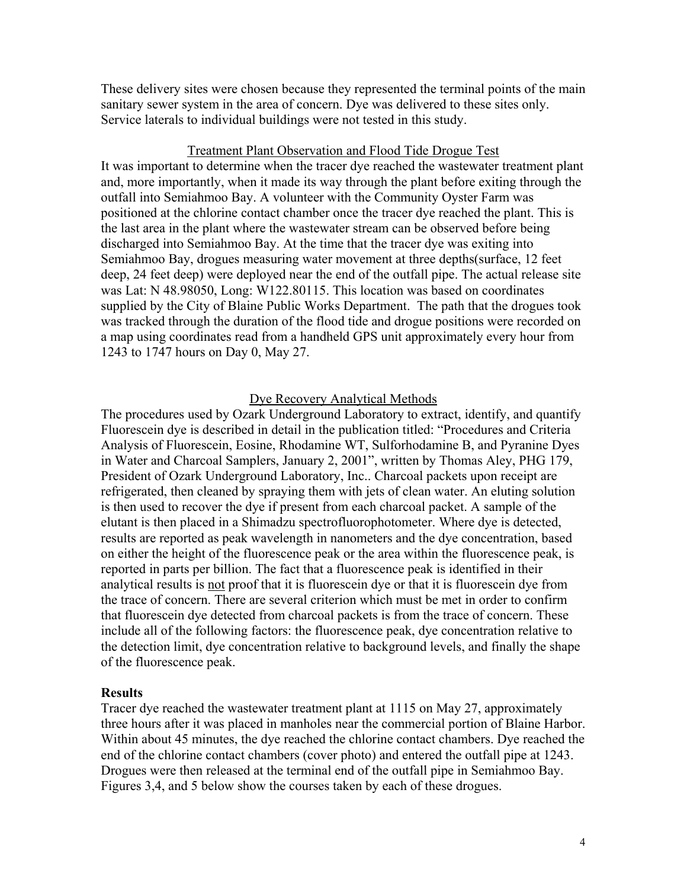These delivery sites were chosen because they represented the terminal points of the main sanitary sewer system in the area of concern. Dye was delivered to these sites only. Service laterals to individual buildings were not tested in this study.

### Treatment Plant Observation and Flood Tide Drogue Test

It was important to determine when the tracer dye reached the wastewater treatment plant and, more importantly, when it made its way through the plant before exiting through the outfall into Semiahmoo Bay. A volunteer with the Community Oyster Farm was positioned at the chlorine contact chamber once the tracer dye reached the plant. This is the last area in the plant where the wastewater stream can be observed before being discharged into Semiahmoo Bay. At the time that the tracer dye was exiting into Semiahmoo Bay, drogues measuring water movement at three depths(surface, 12 feet deep, 24 feet deep) were deployed near the end of the outfall pipe. The actual release site was Lat: N 48.98050, Long: W122.80115. This location was based on coordinates supplied by the City of Blaine Public Works Department. The path that the drogues took was tracked through the duration of the flood tide and drogue positions were recorded on a map using coordinates read from a handheld GPS unit approximately every hour from 1243 to 1747 hours on Day 0, May 27.

### Dye Recovery Analytical Methods

The procedures used by Ozark Underground Laboratory to extract, identify, and quantify Fluorescein dye is described in detail in the publication titled: "Procedures and Criteria Analysis of Fluorescein, Eosine, Rhodamine WT, Sulforhodamine B, and Pyranine Dyes in Water and Charcoal Samplers, January 2, 2001", written by Thomas Aley, PHG 179, President of Ozark Underground Laboratory, Inc.. Charcoal packets upon receipt are refrigerated, then cleaned by spraying them with jets of clean water. An eluting solution is then used to recover the dye if present from each charcoal packet. A sample of the elutant is then placed in a Shimadzu spectrofluorophotometer. Where dye is detected, results are reported as peak wavelength in nanometers and the dye concentration, based on either the height of the fluorescence peak or the area within the fluorescence peak, is reported in parts per billion. The fact that a fluorescence peak is identified in their analytical results is not proof that it is fluorescein dye or that it is fluorescein dye from the trace of concern. There are several criterion which must be met in order to confirm that fluorescein dye detected from charcoal packets is from the trace of concern. These include all of the following factors: the fluorescence peak, dye concentration relative to the detection limit, dye concentration relative to background levels, and finally the shape of the fluorescence peak.

## Results

Tracer dye reached the wastewater treatment plant at 1115 on May 27, approximately three hours after it was placed in manholes near the commercial portion of Blaine Harbor. Within about 45 minutes, the dye reached the chlorine contact chambers. Dye reached the end of the chlorine contact chambers (cover photo) and entered the outfall pipe at 1243. Drogues were then released at the terminal end of the outfall pipe in Semiahmoo Bay. Figures 3,4, and 5 below show the courses taken by each of these drogues.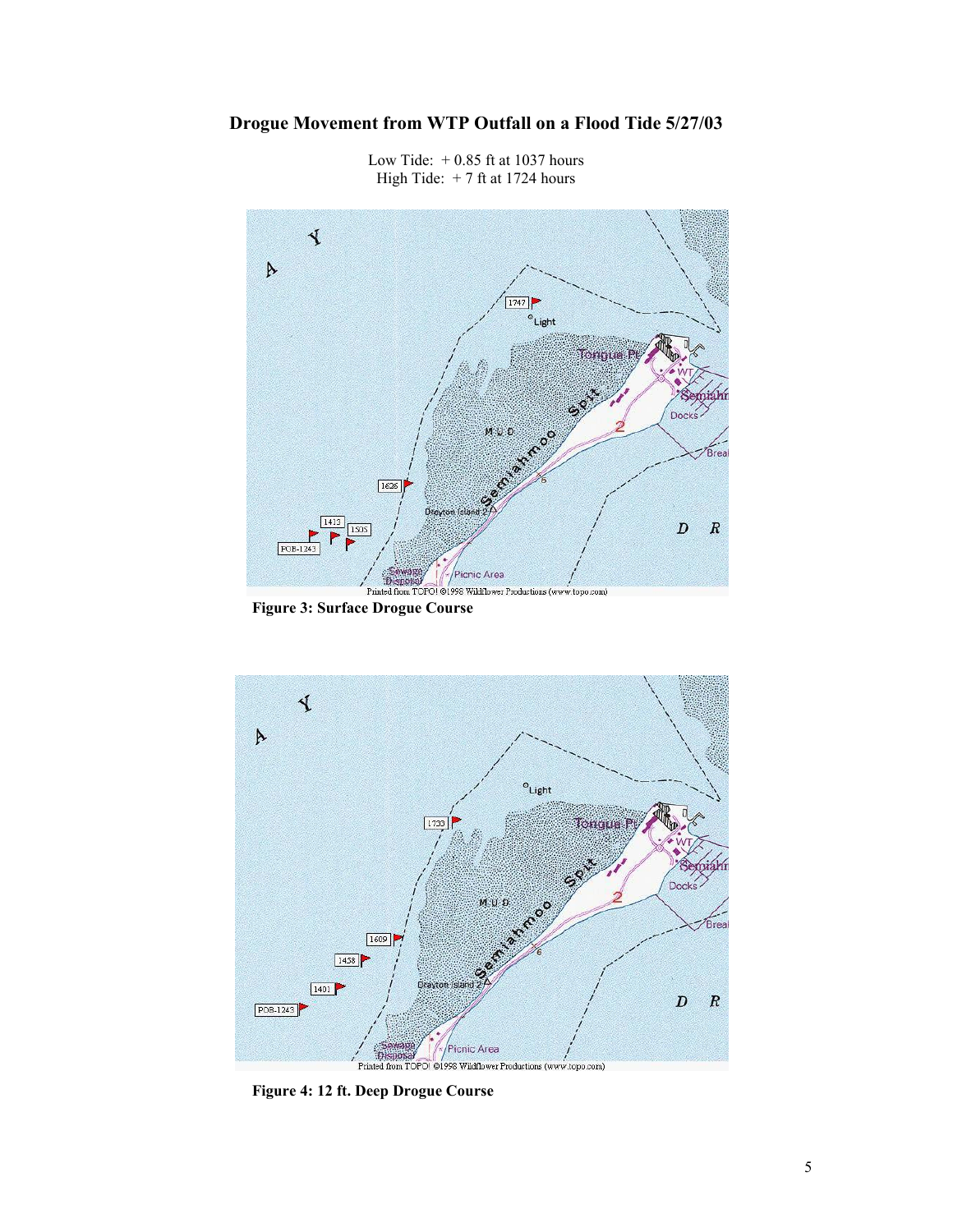# Drogue Movement from WTP Outfall on a Flood Tide 5/27/03

Low Tide: + 0.85 ft at 1037 hours
High Tide: + 7 ft at 1724 hours

**Figure 3: Surface Drogue Course**

**Figure 4: 12 ft. Deep Drogue Course**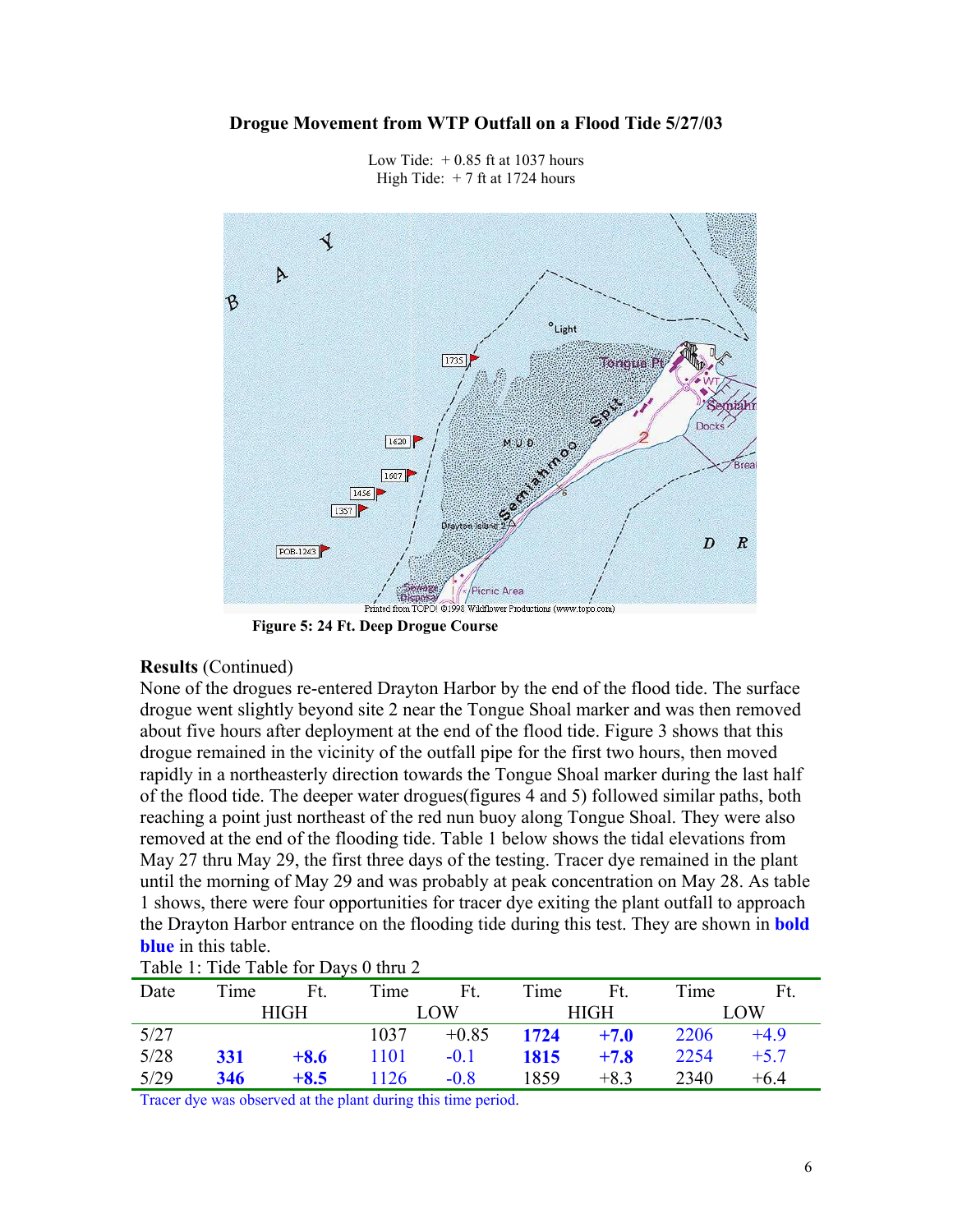**Drogue Movement from WTP Outfall on a Flood Tide 5/27/03**

Low Tide: + 0.85 ft at 1037 hours
High Tide: + 7 ft at 1724 hours

Figure 5: 24 Ft. Deep Drogue Course

**Results** (Continued)

None of the drogues re-entered Drayton Harbor by the end of the flood tide. The surface drogue went slightly beyond site 2 near the Tongue Shoal marker and was then removed about five hours after deployment at the end of the flood tide. Figure 3 shows that this drogue remained in the vicinity of the outfall pipe for the first two hours, then moved rapidly in a northeasterly direction towards the Tongue Shoal marker during the last half of the flood tide. The deeper water drogues(figures 4 and 5) followed similar paths, both reaching a point just northeast of the red nun buoy along Tongue Shoal. They were also removed at the end of the flooding tide. Table 1 below shows the tidal elevations from May 27 thru May 29, the first three days of the testing. Tracer dye remained in the plant until the morning of May 29 and was probably at peak concentration on May 28. As table 1 shows, there were four opportunities for tracer dye exiting the plant outfall to approach the Drayton Harbor entrance on the flooding tide during this test. They are shown in **bold blue** in this table.

Table 1: Tide Table for Days 0 thru 2

| Date | Time | Ft. | Time | Ft. | Time | Ft. | Time | Ft. |
|---|---|---|---|---|---|---|---|---|
| | HIGH | | LOW | | HIGH | | LOW | |
| 5/27 | | | 1037 | +0.85 | **1724** | **+7.0** | 2206 | +4.9 |
| 5/28 | **331** | **+8.6** | 1101 | -0.1 | **1815** | **+7.8** | 2254 | +5.7 |
| 5/29 | **346** | **+8.5** | 1126 | -0.8 | 1859 | +8.3 | 2340 | +6.4 |

Tracer dye was observed at the plant during this time period.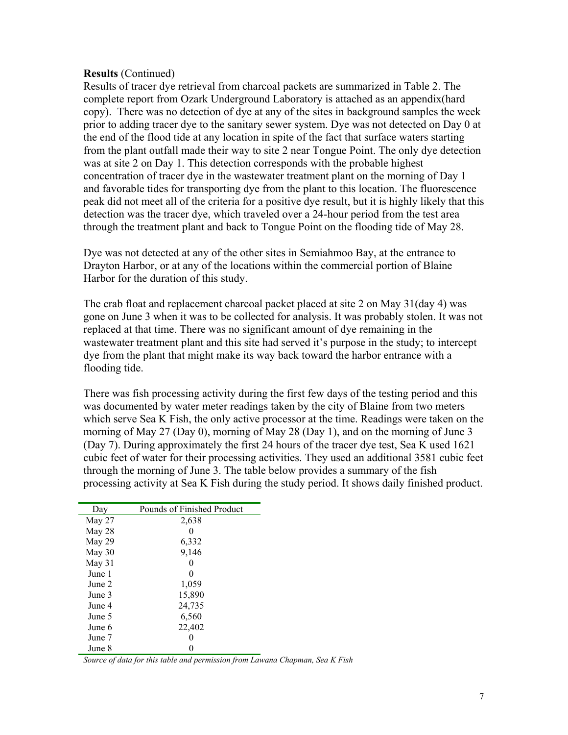**Results** (Continued)

Results of tracer dye retrieval from charcoal packets are summarized in Table 2. The complete report from Ozark Underground Laboratory is attached as an appendix(hard copy). There was no detection of dye at any of the sites in background samples the week prior to adding tracer dye to the sanitary sewer system. Dye was not detected on Day 0 at the end of the flood tide at any location in spite of the fact that surface waters starting from the plant outfall made their way to site 2 near Tongue Point. The only dye detection was at site 2 on Day 1. This detection corresponds with the probable highest concentration of tracer dye in the wastewater treatment plant on the morning of Day 1 and favorable tides for transporting dye from the plant to this location. The fluorescence peak did not meet all of the criteria for a positive dye result, but it is highly likely that this detection was the tracer dye, which traveled over a 24-hour period from the test area through the treatment plant and back to Tongue Point on the flooding tide of May 28.

Dye was not detected at any of the other sites in Semiahmoo Bay, at the entrance to Drayton Harbor, or at any of the locations within the commercial portion of Blaine Harbor for the duration of this study.

The crab float and replacement charcoal packet placed at site 2 on May 31(day 4) was gone on June 3 when it was to be collected for analysis. It was probably stolen. It was not replaced at that time. There was no significant amount of dye remaining in the wastewater treatment plant and this site had served it's purpose in the study; to intercept dye from the plant that might make its way back toward the harbor entrance with a flooding tide.

There was fish processing activity during the first few days of the testing period and this was documented by water meter readings taken by the city of Blaine from two meters which serve Sea K Fish, the only active processor at the time. Readings were taken on the morning of May 27 (Day 0), morning of May 28 (Day 1), and on the morning of June 3 (Day 7). During approximately the first 24 hours of the tracer dye test, Sea K used 1621 cubic feet of water for their processing activities. They used an additional 3581 cubic feet through the morning of June 3. The table below provides a summary of the fish processing activity at Sea K Fish during the study period. It shows daily finished product.

| Day | Pounds of Finished Product |
|---|---|
| May 27 | 2,638 |
| May 28 | 0 |
| May 29 | 6,332 |
| May 30 | 9,146 |
| May 31 | 0 |
| June 1 | 0 |
| June 2 | 1,059 |
| June 3 | 15,890 |
| June 4 | 24,735 |
| June 5 | 6,560 |
| June 6 | 22,402 |
| June 7 | 0 |
| June 8 | 0 |

*Source of data for this table and permission from Lawana Chapman, Sea K Fish*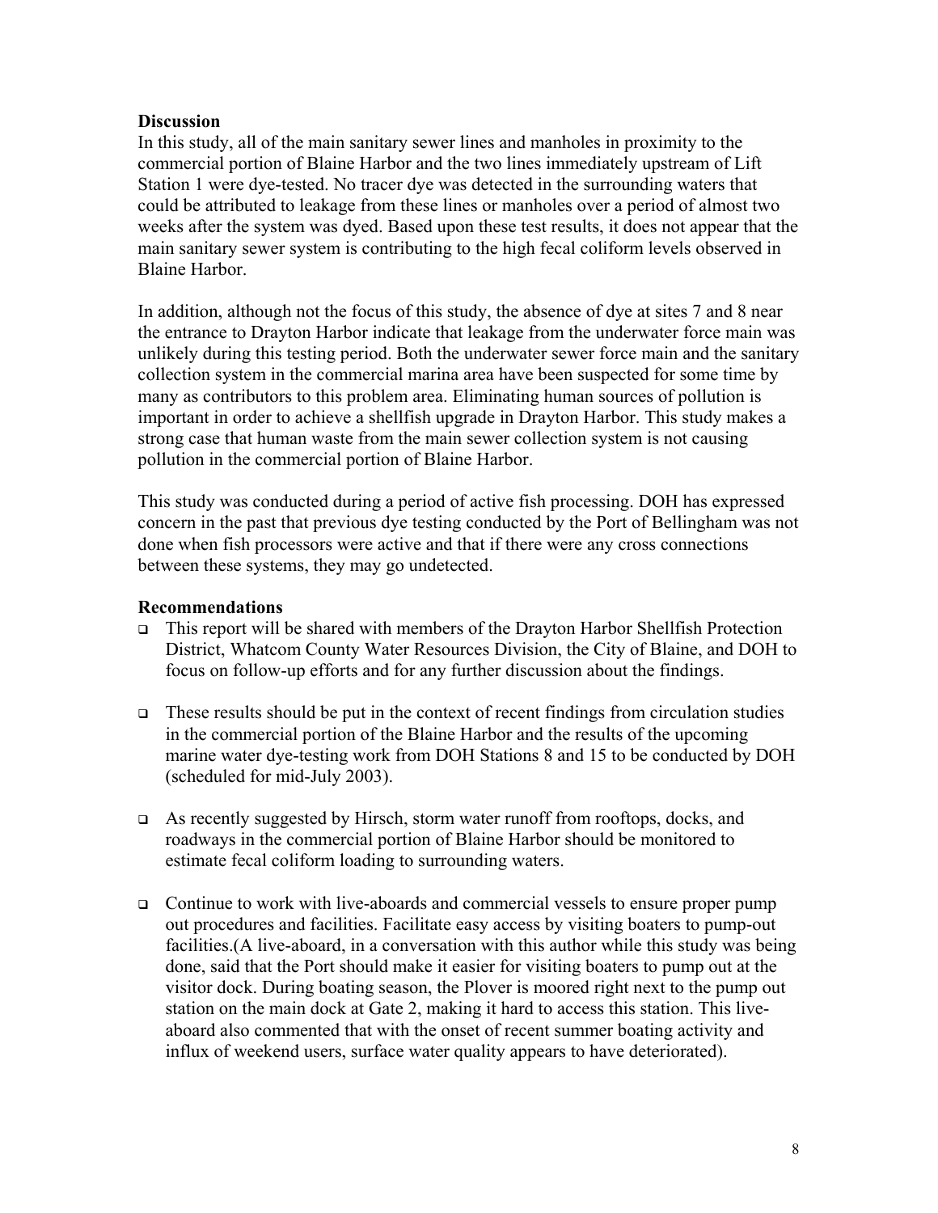**Discussion**

In this study, all of the main sanitary sewer lines and manholes in proximity to the commercial portion of Blaine Harbor and the two lines immediately upstream of Lift Station 1 were dye-tested. No tracer dye was detected in the surrounding waters that could be attributed to leakage from these lines or manholes over a period of almost two weeks after the system was dyed. Based upon these test results, it does not appear that the main sanitary sewer system is contributing to the high fecal coliform levels observed in Blaine Harbor.

In addition, although not the focus of this study, the absence of dye at sites 7 and 8 near the entrance to Drayton Harbor indicate that leakage from the underwater force main was unlikely during this testing period. Both the underwater sewer force main and the sanitary collection system in the commercial marina area have been suspected for some time by many as contributors to this problem area. Eliminating human sources of pollution is important in order to achieve a shellfish upgrade in Drayton Harbor. This study makes a strong case that human waste from the main sewer collection system is not causing pollution in the commercial portion of Blaine Harbor.

This study was conducted during a period of active fish processing. DOH has expressed concern in the past that previous dye testing conducted by the Port of Bellingham was not done when fish processors were active and that if there were any cross connections between these systems, they may go undetected.

**Recommendations**

- This report will be shared with members of the Drayton Harbor Shellfish Protection District, Whatcom County Water Resources Division, the City of Blaine, and DOH to focus on follow-up efforts and for any further discussion about the findings.

- These results should be put in the context of recent findings from circulation studies in the commercial portion of the Blaine Harbor and the results of the upcoming marine water dye-testing work from DOH Stations 8 and 15 to be conducted by DOH (scheduled for mid-July 2003).

- As recently suggested by Hirsch, storm water runoff from rooftops, docks, and roadways in the commercial portion of Blaine Harbor should be monitored to estimate fecal coliform loading to surrounding waters.

- Continue to work with live-aboards and commercial vessels to ensure proper pump out procedures and facilities. Facilitate easy access by visiting boaters to pump-out facilities.(A live-aboard, in a conversation with this author while this study was being done, said that the Port should make it easier for visiting boaters to pump out at the visitor dock. During boating season, the Plover is moored right next to the pump out station on the main dock at Gate 2, making it hard to access this station. This live-aboard also commented that with the onset of recent summer boating activity and influx of weekend users, surface water quality appears to have deteriorated).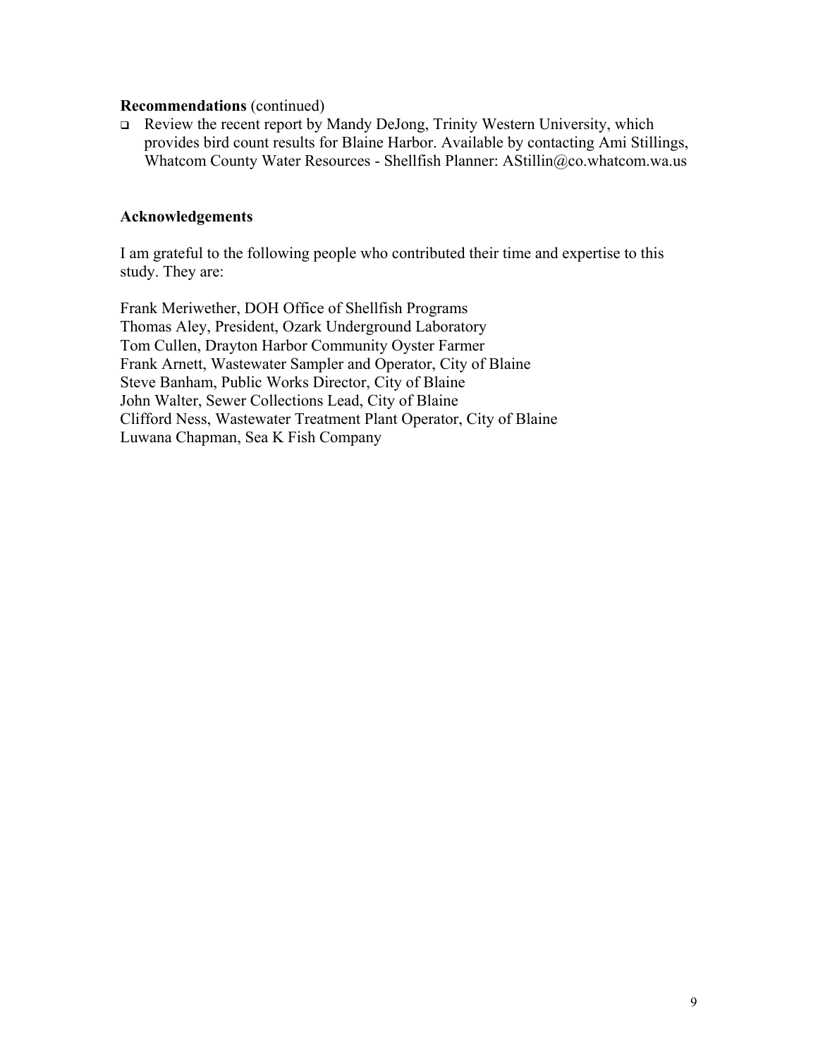**Recommendations** (continued)

- Review the recent report by Mandy DeJong, Trinity Western University, which provides bird count results for Blaine Harbor. Available by contacting Ami Stillings, Whatcom County Water Resources - Shellfish Planner: AStillin@co.whatcom.wa.us

**Acknowledgements**

I am grateful to the following people who contributed their time and expertise to this study. They are:

Frank Meriwether, DOH Office of Shellfish Programs
Thomas Aley, President, Ozark Underground Laboratory
Tom Cullen, Drayton Harbor Community Oyster Farmer
Frank Arnett, Wastewater Sampler and Operator, City of Blaine
Steve Banham, Public Works Director, City of Blaine
John Walter, Sewer Collections Lead, City of Blaine
Clifford Ness, Wastewater Treatment Plant Operator, City of Blaine
Luwana Chapman, Sea K Fish Company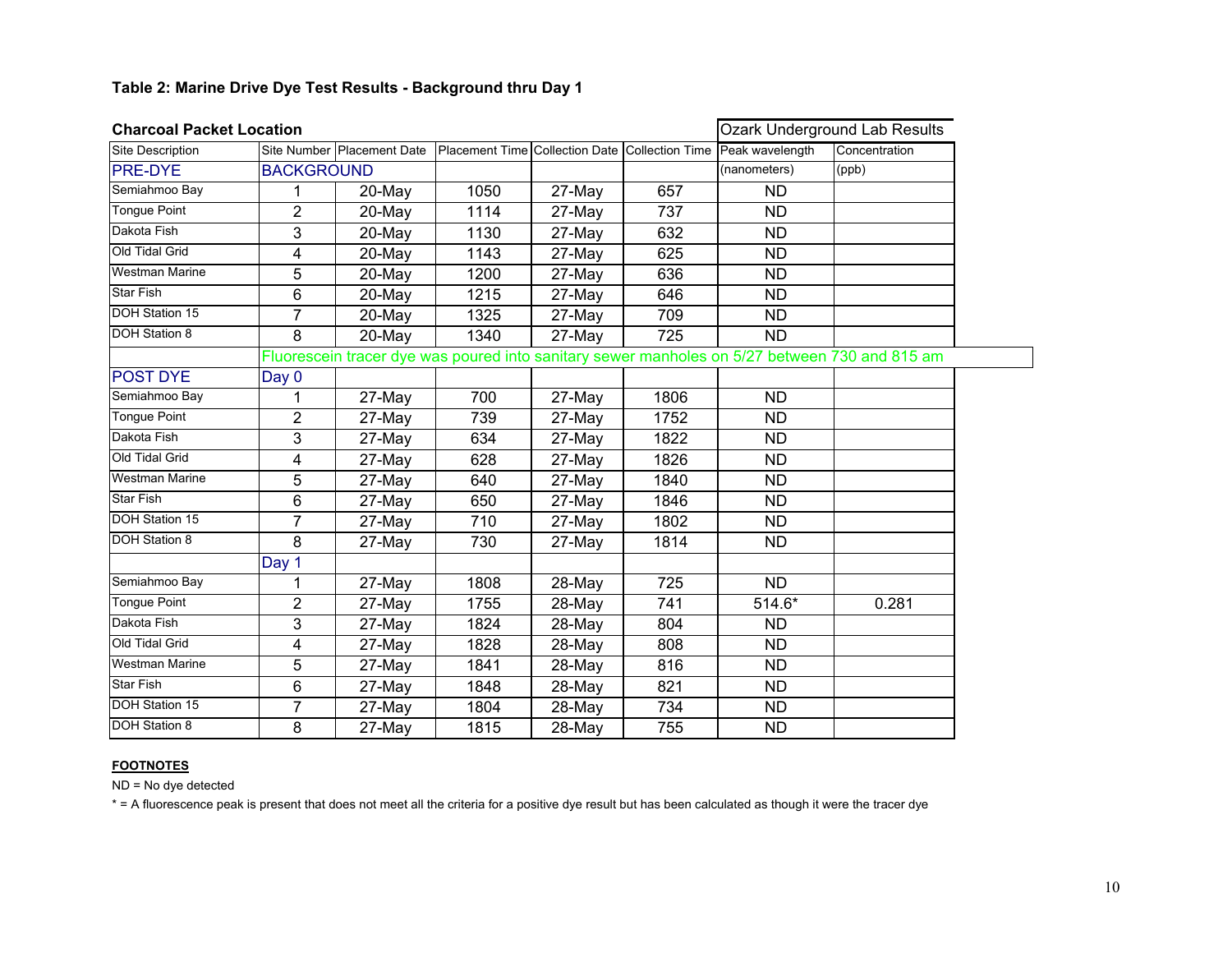**Table 2: Marine Drive Dye Test Results - Background thru Day 1**

| Charcoal Packet Location | | | | | | Ozark Underground Lab Results | |
|---|---|---|---|---|---|---|---|
| Site Description | Site Number | Placement Date | Placement Time | Collection Date | Collection Time | Peak wavelength | Concentration |
| PRE-DYE | BACKGROUND | | | | | (nanometers) | (ppb) |
| Semiahmoo Bay | 1 | 20-May | 1050 | 27-May | 657 | ND | |
| Tongue Point | 2 | 20-May | 1114 | 27-May | 737 | ND | |
| Dakota Fish | 3 | 20-May | 1130 | 27-May | 632 | ND | |
| Old Tidal Grid | 4 | 20-May | 1143 | 27-May | 625 | ND | |
| Westman Marine | 5 | 20-May | 1200 | 27-May | 636 | ND | |
| Star Fish | 6 | 20-May | 1215 | 27-May | 646 | ND | |
| DOH Station 15 | 7 | 20-May | 1325 | 27-May | 709 | ND | |
| DOH Station 8 | 8 | 20-May | 1340 | 27-May | 725 | ND | |
| | Fluorescein tracer dye was poured into sanitary sewer manholes on 5/27 between 730 and 815 am | | | | | | |
| POST DYE | Day 0 | | | | | | |
| Semiahmoo Bay | 1 | 27-May | 700 | 27-May | 1806 | ND | |
| Tongue Point | 2 | 27-May | 739 | 27-May | 1752 | ND | |
| Dakota Fish | 3 | 27-May | 634 | 27-May | 1822 | ND | |
| Old Tidal Grid | 4 | 27-May | 628 | 27-May | 1826 | ND | |
| Westman Marine | 5 | 27-May | 640 | 27-May | 1840 | ND | |
| Star Fish | 6 | 27-May | 650 | 27-May | 1846 | ND | |
| DOH Station 15 | 7 | 27-May | 710 | 27-May | 1802 | ND | |
| DOH Station 8 | 8 | 27-May | 730 | 27-May | 1814 | ND | |
| | Day 1 | | | | | | |
| Semiahmoo Bay | 1 | 27-May | 1808 | 28-May | 725 | ND | |
| Tongue Point | 2 | 27-May | 1755 | 28-May | 741 | 514.6* | 0.281 |
| Dakota Fish | 3 | 27-May | 1824 | 28-May | 804 | ND | |
| Old Tidal Grid | 4 | 27-May | 1828 | 28-May | 808 | ND | |
| Westman Marine | 5 | 27-May | 1841 | 28-May | 816 | ND | |
| Star Fish | 6 | 27-May | 1848 | 28-May | 821 | ND | |
| DOH Station 15 | 7 | 27-May | 1804 | 28-May | 734 | ND | |
| DOH Station 8 | 8 | 27-May | 1815 | 28-May | 755 | ND | |

**FOOTNOTES**

ND = No dye detected

* = A fluorescence peak is present that does not meet all the criteria for a positive dye result but has been calculated as though it were the tracer dye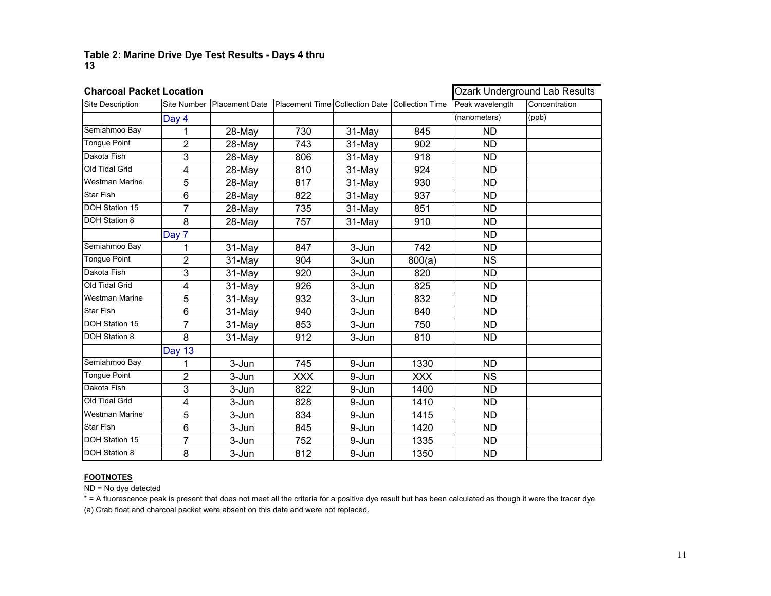**Table 2: Marine Drive Dye Test Results - Days 4 thru 13**

| Charcoal Packet Location | | | | | | Ozark Underground Lab Results | |
|---|---|---|---|---|---|---|---|
| Site Description | Site Number | Placement Date | Placement Time | Collection Date | Collection Time | Peak wavelength | Concentration |
| | Day 4 | | | | | (nanometers) | (ppb) |
| Semiahmoo Bay | 1 | 28-May | 730 | 31-May | 845 | ND | |
| Tongue Point | 2 | 28-May | 743 | 31-May | 902 | ND | |
| Dakota Fish | 3 | 28-May | 806 | 31-May | 918 | ND | |
| Old Tidal Grid | 4 | 28-May | 810 | 31-May | 924 | ND | |
| Westman Marine | 5 | 28-May | 817 | 31-May | 930 | ND | |
| Star Fish | 6 | 28-May | 822 | 31-May | 937 | ND | |
| DOH Station 15 | 7 | 28-May | 735 | 31-May | 851 | ND | |
| DOH Station 8 | 8 | 28-May | 757 | 31-May | 910 | ND | |
| | Day 7 | | | | | ND | |
| Semiahmoo Bay | 1 | 31-May | 847 | 3-Jun | 742 | ND | |
| Tongue Point | 2 | 31-May | 904 | 3-Jun | 800(a) | NS | |
| Dakota Fish | 3 | 31-May | 920 | 3-Jun | 820 | ND | |
| Old Tidal Grid | 4 | 31-May | 926 | 3-Jun | 825 | ND | |
| Westman Marine | 5 | 31-May | 932 | 3-Jun | 832 | ND | |
| Star Fish | 6 | 31-May | 940 | 3-Jun | 840 | ND | |
| DOH Station 15 | 7 | 31-May | 853 | 3-Jun | 750 | ND | |
| DOH Station 8 | 8 | 31-May | 912 | 3-Jun | 810 | ND | |
| | Day 13 | | | | | | |
| Semiahmoo Bay | 1 | 3-Jun | 745 | 9-Jun | 1330 | ND | |
| Tongue Point | 2 | 3-Jun | XXX | 9-Jun | XXX | NS | |
| Dakota Fish | 3 | 3-Jun | 822 | 9-Jun | 1400 | ND | |
| Old Tidal Grid | 4 | 3-Jun | 828 | 9-Jun | 1410 | ND | |
| Westman Marine | 5 | 3-Jun | 834 | 9-Jun | 1415 | ND | |
| Star Fish | 6 | 3-Jun | 845 | 9-Jun | 1420 | ND | |
| DOH Station 15 | 7 | 3-Jun | 752 | 9-Jun | 1335 | ND | |
| DOH Station 8 | 8 | 3-Jun | 812 | 9-Jun | 1350 | ND | |

**FOOTNOTES**

ND = No dye detected

* = A fluorescence peak is present that does not meet all the criteria for a positive dye result but has been calculated as though it were the tracer dye

(a) Crab float and charcoal packet were absent on this date and were not replaced.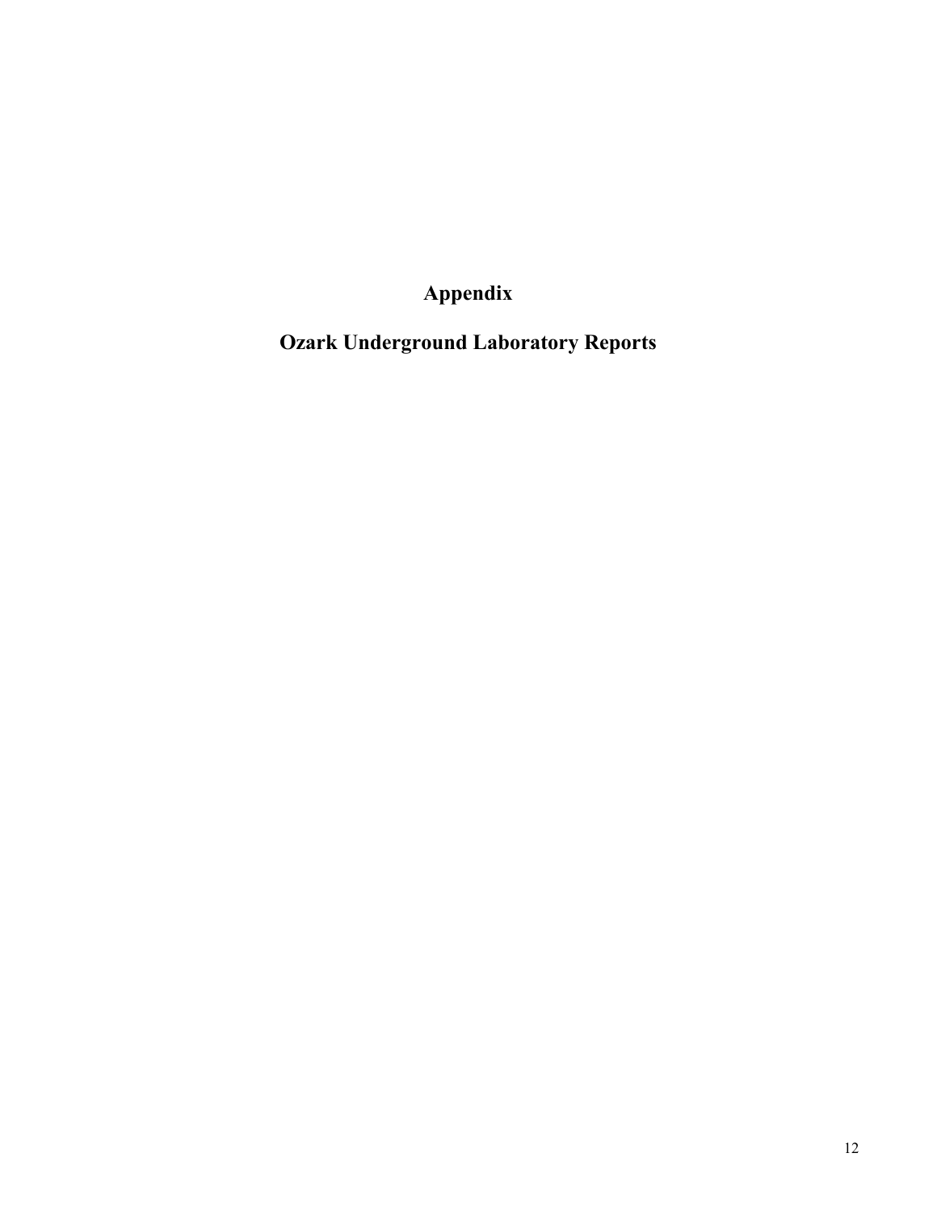# Appendix

# Ozark Underground Laboratory Reports